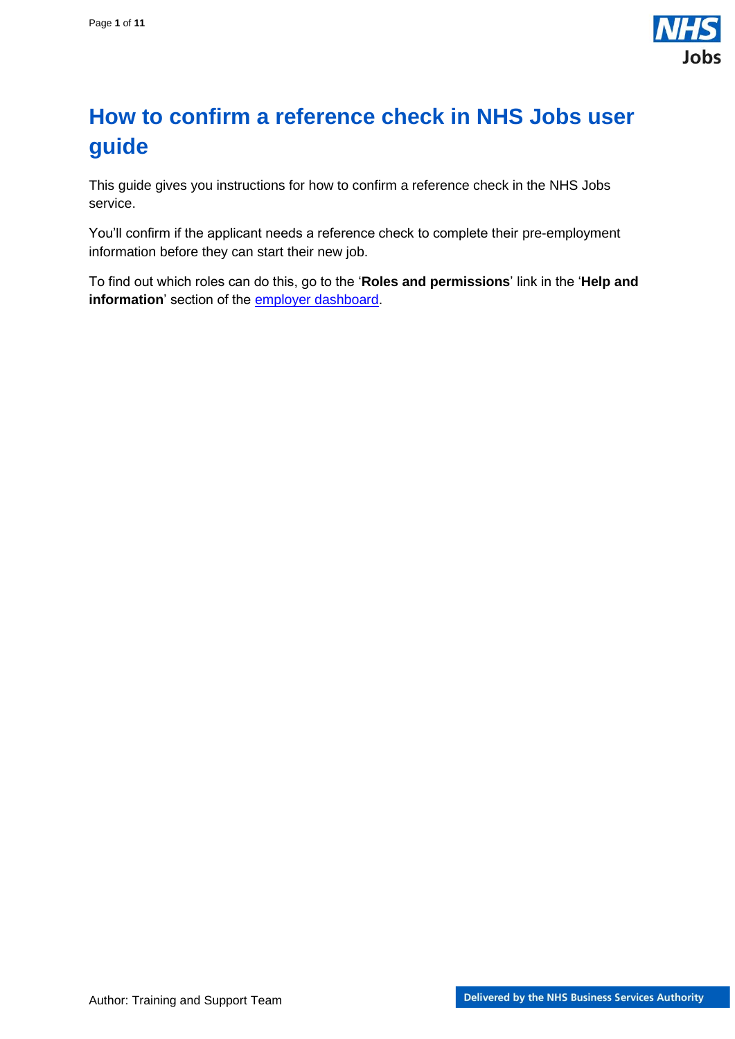# How to confirm a reference check in NHS Jobs user guide

This guide gives you instructions for how to confirm a reference check in the NHS Jobs service.

You'll confirm if the applicant needs a reference check to complete their pre-employment information before they can start their new job.

To find out which roles can do this, go to the '**Roles and permissions**' link in the '**Help and information**' section of the employer dashboard.

Author: Training and Support Team

Delivered by the NHS Business Services Authority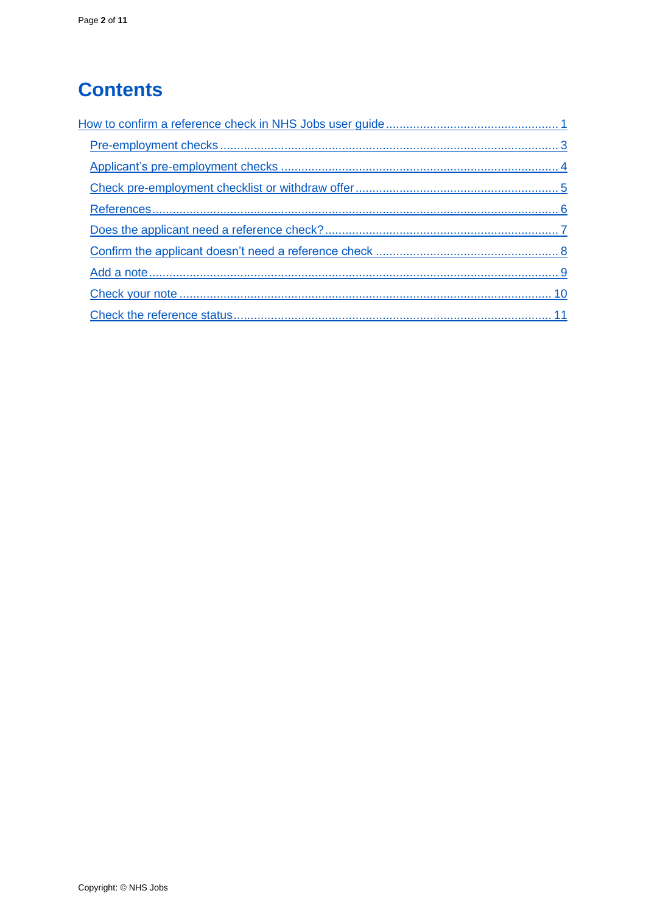# Contents

How to confirm a reference check in NHS Jobs user guide ..... 1

- Pre-employment checks ..... 3
- Applicant's pre-employment checks ..... 4
- Check pre-employment checklist or withdraw offer ..... 5
- References ..... 6
- Does the applicant need a reference check? ..... 7
- Confirm the applicant doesn't need a reference check ..... 8
- Add a note ..... 9
- Check your note ..... 10
- Check the reference status ..... 11

Copyright: © NHS Jobs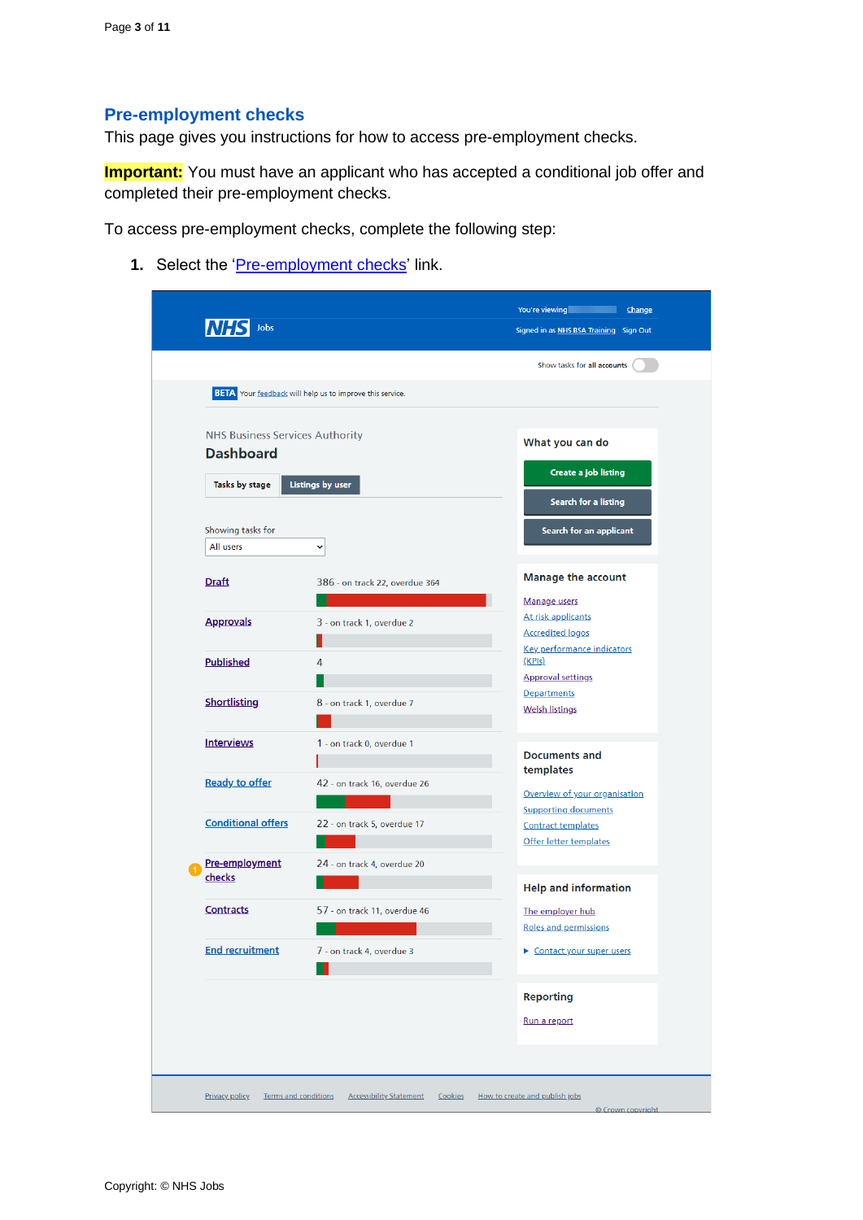## Pre-employment checks

This page gives you instructions for how to access pre-employment checks.

**Important:** You must have an applicant who has accepted a conditional job offer and completed their pre-employment checks.

To access pre-employment checks, complete the following step:

1. Select the 'Pre-employment checks' link.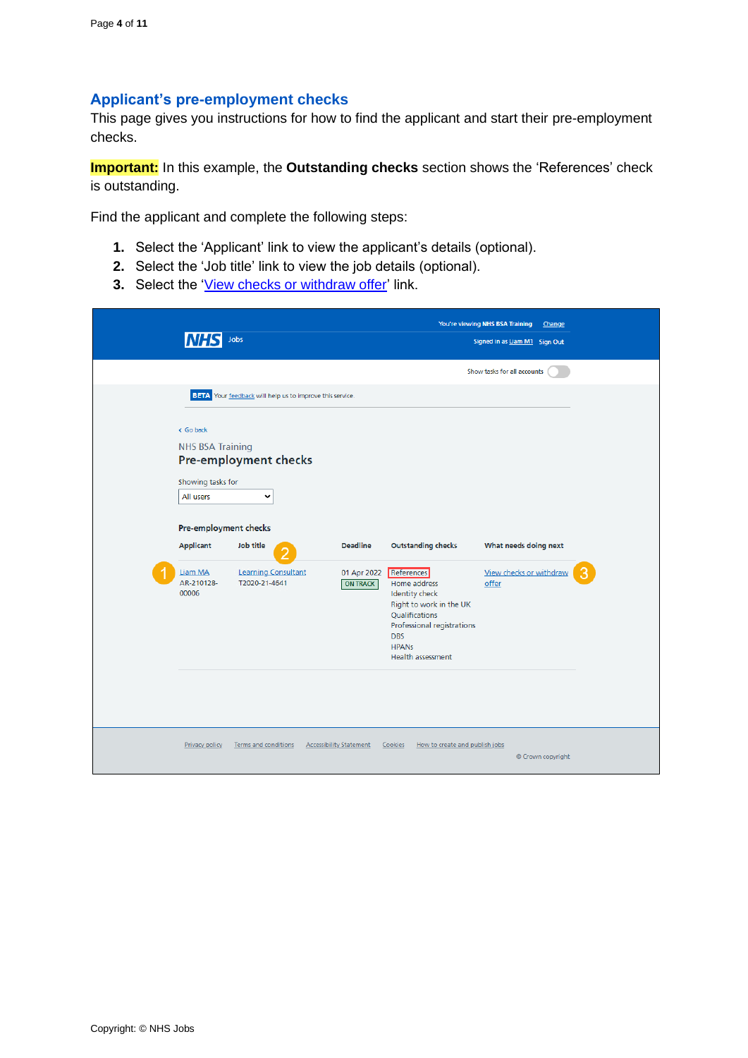## Applicant’s pre-employment checks

This page gives you instructions for how to find the applicant and start their pre-employment checks.

**Important:** In this example, the **Outstanding checks** section shows the ‘References’ check is outstanding.

Find the applicant and complete the following steps:

1. Select the ‘Applicant’ link to view the applicant’s details (optional).
2. Select the ‘Job title’ link to view the job details (optional).
3. Select the ‘View checks or withdraw offer’ link.

You're viewing NHS BSA Training Change

NHS Jobs

Signed in as Liam M1 Sign Out

Show tasks for all accounts

BETA Your feedback will help us to improve this service.

Go back

NHS BSA Training

**Pre-employment checks**

Showing tasks for

All users

**Pre-employment checks**

| Applicant | Job title | Deadline | Outstanding checks | What needs doing next |
|---|---|---|---|---|
| Liam MA AR-210128-00006 | Learning Consultant T2020-21-4641 | 01 Apr 2022 ON TRACK | References Home address Identity check Right to work in the UK Qualifications Professional registrations DBS HPANs Health assessment | View checks or withdraw offer |

Privacy policy Terms and conditions Accessibility Statement Cookies How to create and publish jobs

© Crown copyright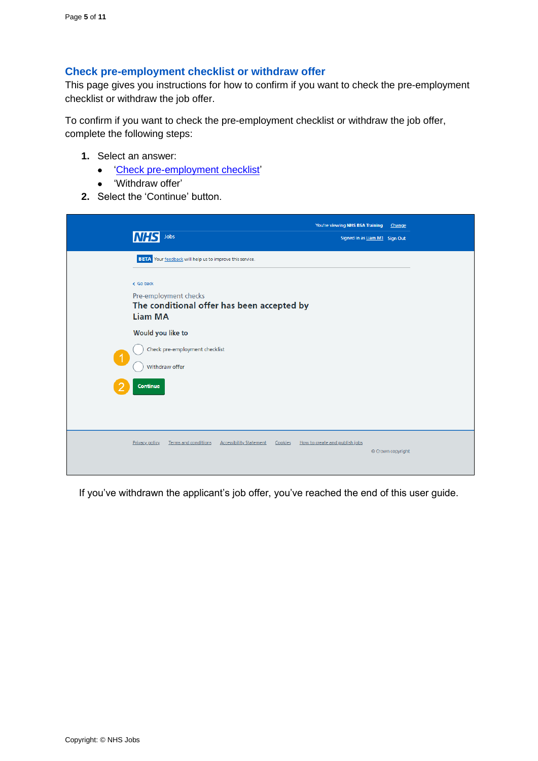## Check pre-employment checklist or withdraw offer

This page gives you instructions for how to confirm if you want to check the pre-employment checklist or withdraw the job offer.

To confirm if you want to check the pre-employment checklist or withdraw the job offer, complete the following steps:

1. Select an answer:
   - '[Check pre-employment checklist]'
   - 'Withdraw offer'
2. Select the 'Continue' button.

If you've withdrawn the applicant's job offer, you've reached the end of this user guide.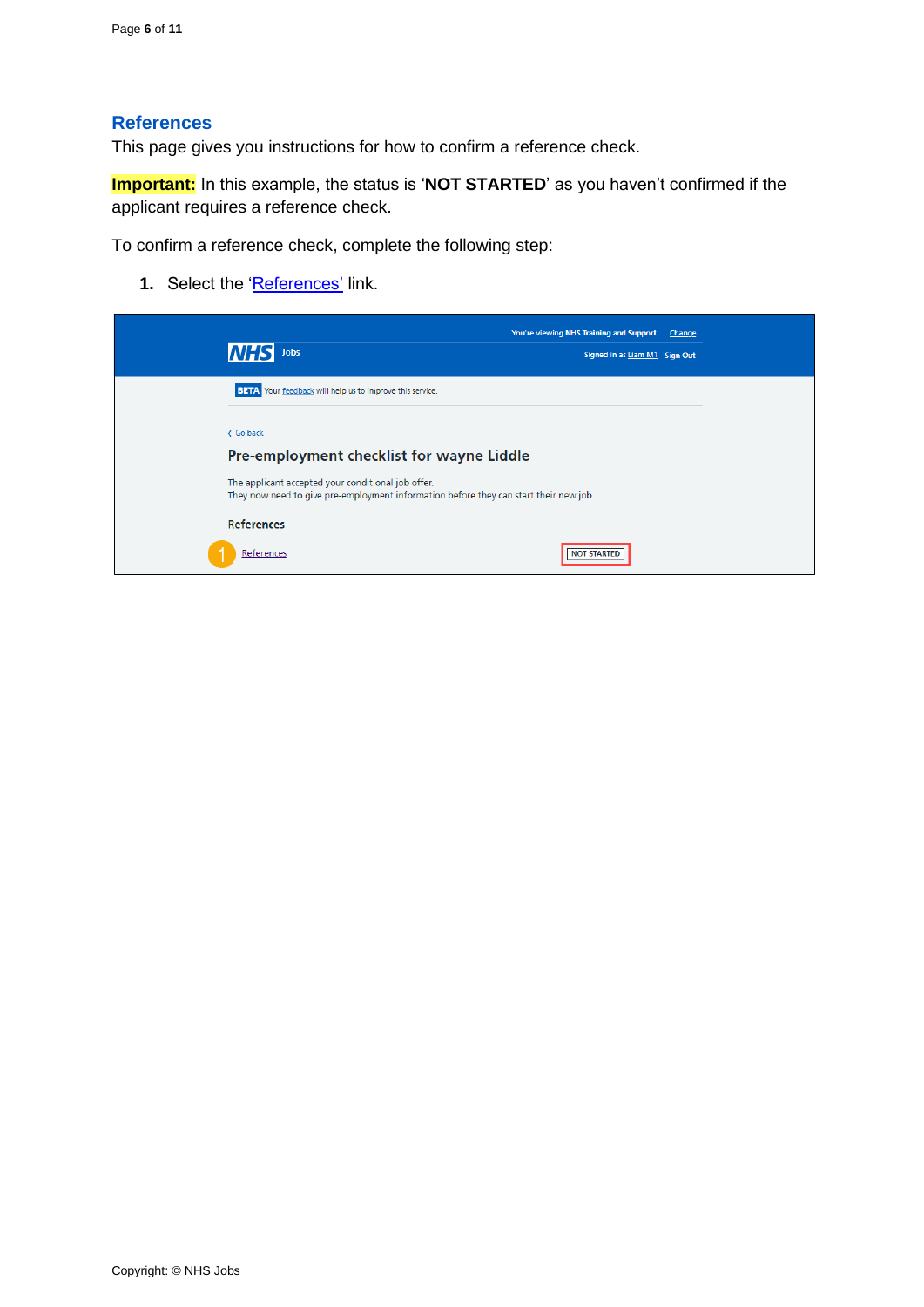## References

This page gives you instructions for how to confirm a reference check.

**Important:** In this example, the status is '**NOT STARTED**' as you haven't confirmed if the applicant requires a reference check.

To confirm a reference check, complete the following step:

1. Select the 'References' link.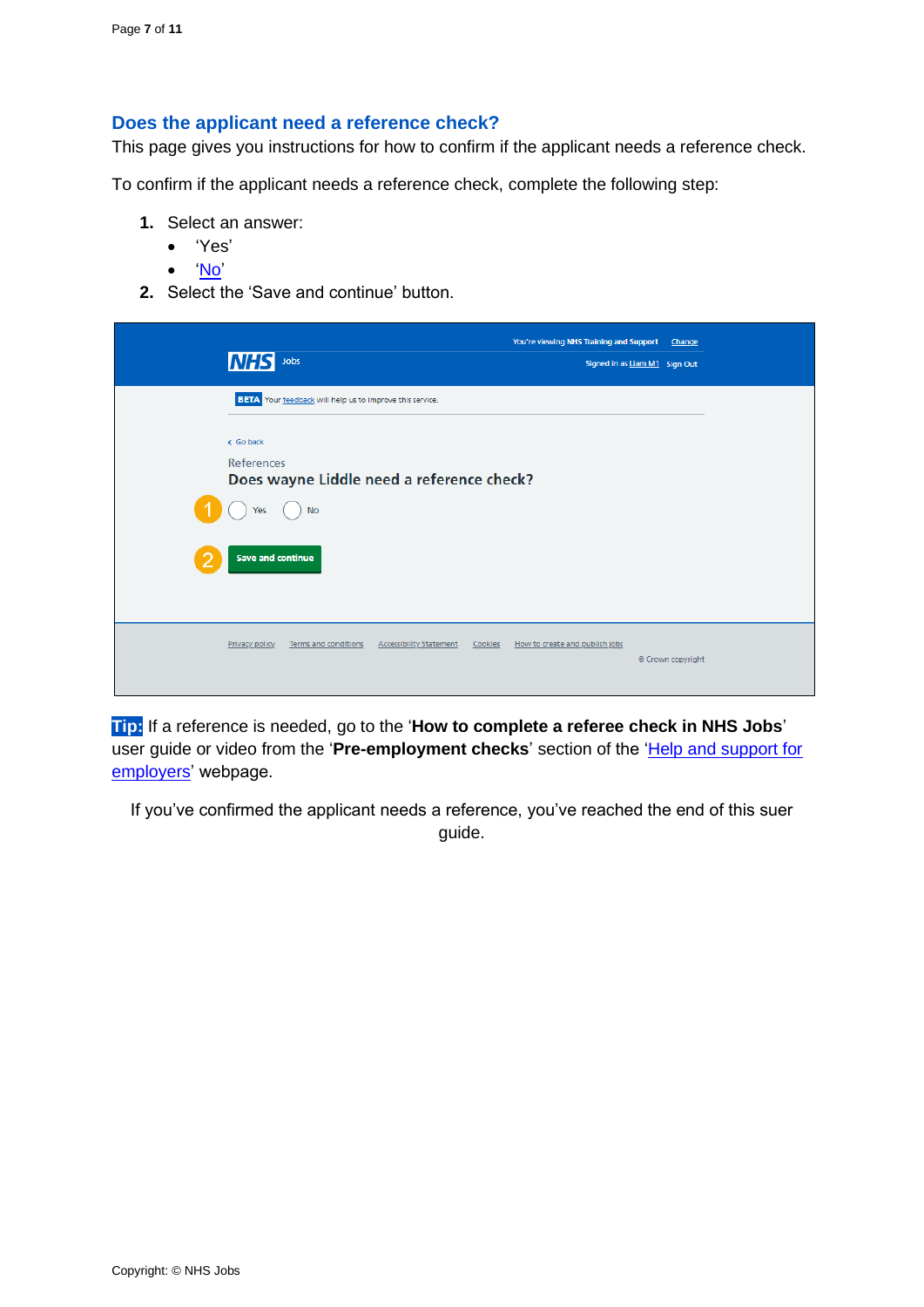## Does the applicant need a reference check?

This page gives you instructions for how to confirm if the applicant needs a reference check.

To confirm if the applicant needs a reference check, complete the following step:

1. Select an answer:
   - 'Yes'
   - '[No](#)'
2. Select the 'Save and continue' button.

**Tip:** If a reference is needed, go to the '**How to complete a referee check in NHS Jobs**' user guide or video from the '**Pre-employment checks**' section of the '[Help and support for employers](#)' webpage.

If you've confirmed the applicant needs a reference, you've reached the end of this suer guide.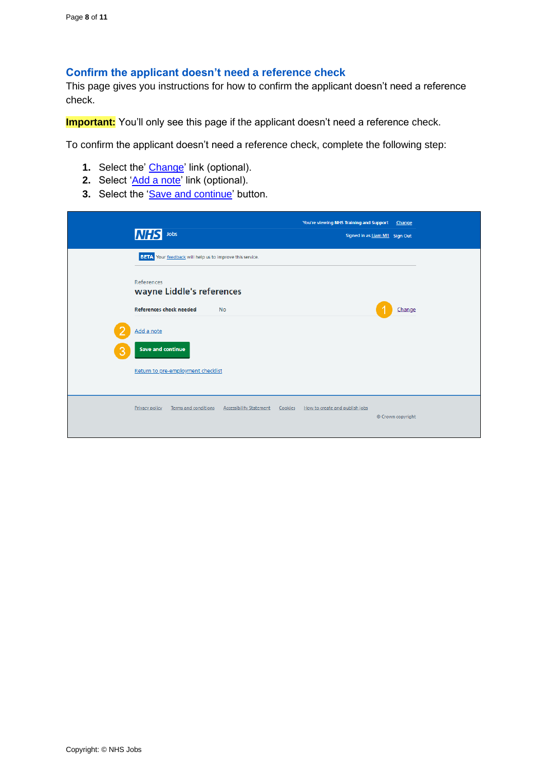## Confirm the applicant doesn't need a reference check

This page gives you instructions for how to confirm the applicant doesn't need a reference check.

**Important:** You'll only see this page if the applicant doesn't need a reference check.

To confirm the applicant doesn't need a reference check, complete the following step:

1. Select the' Change' link (optional).
2. Select 'Add a note' link (optional).
3. Select the 'Save and continue' button.

You're viewing NHS Training and Support Change

NHS Jobs

Signed in as Liam M1 Sign Out

BETA Your feedback will help us to improve this service.

References

wayne Liddle's references

| References check needed | No | Change |
|---|---|---|

Add a note

Save and continue

Return to pre-employment checklist

Privacy policy Terms and conditions Accessibility Statement Cookies How to create and publish jobs

© Crown copyright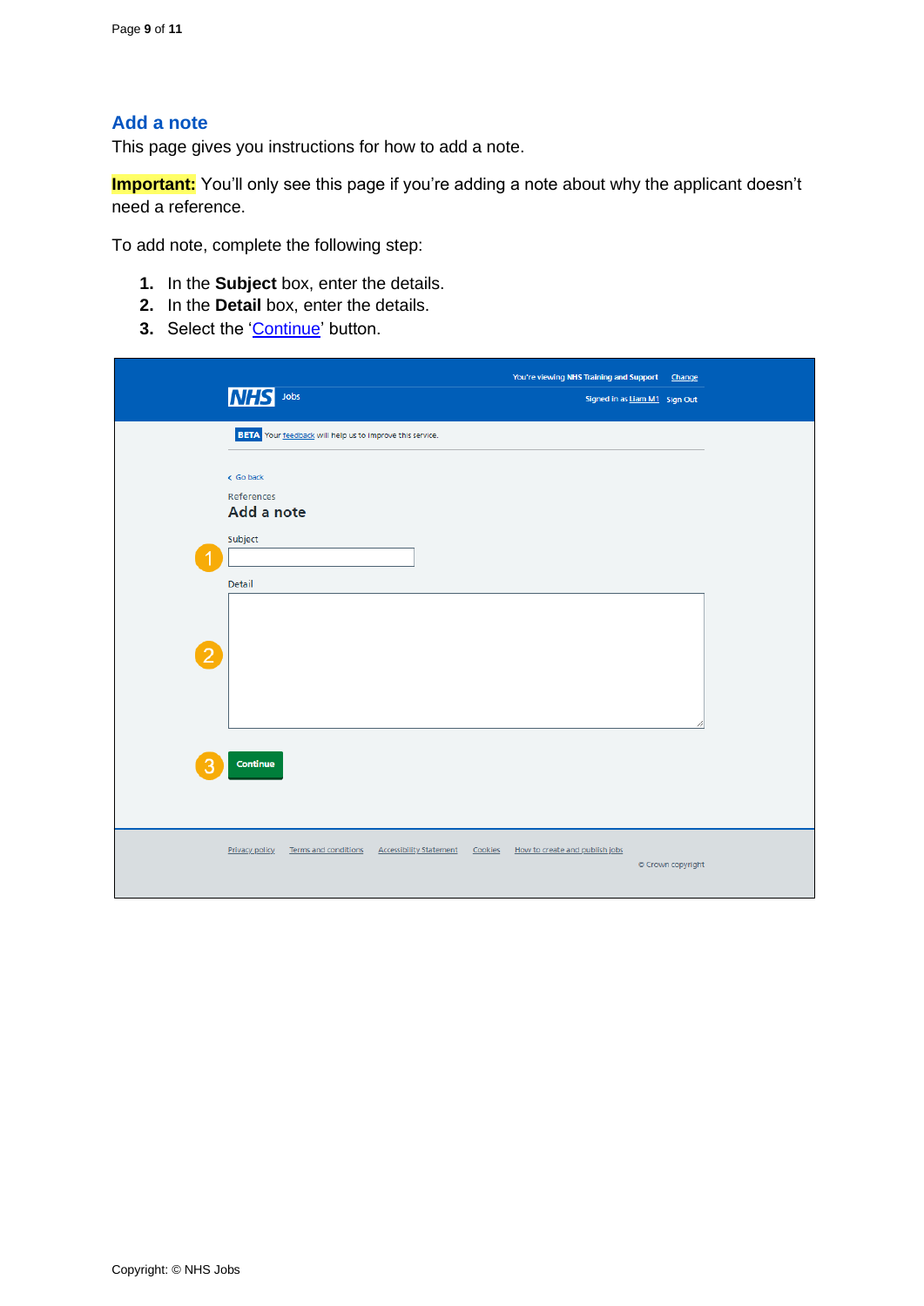## Add a note

This page gives you instructions for how to add a note.

**Important:** You'll only see this page if you're adding a note about why the applicant doesn't need a reference.

To add note, complete the following step:

1. In the **Subject** box, enter the details.
2. In the **Detail** box, enter the details.
3. Select the 'Continue' button.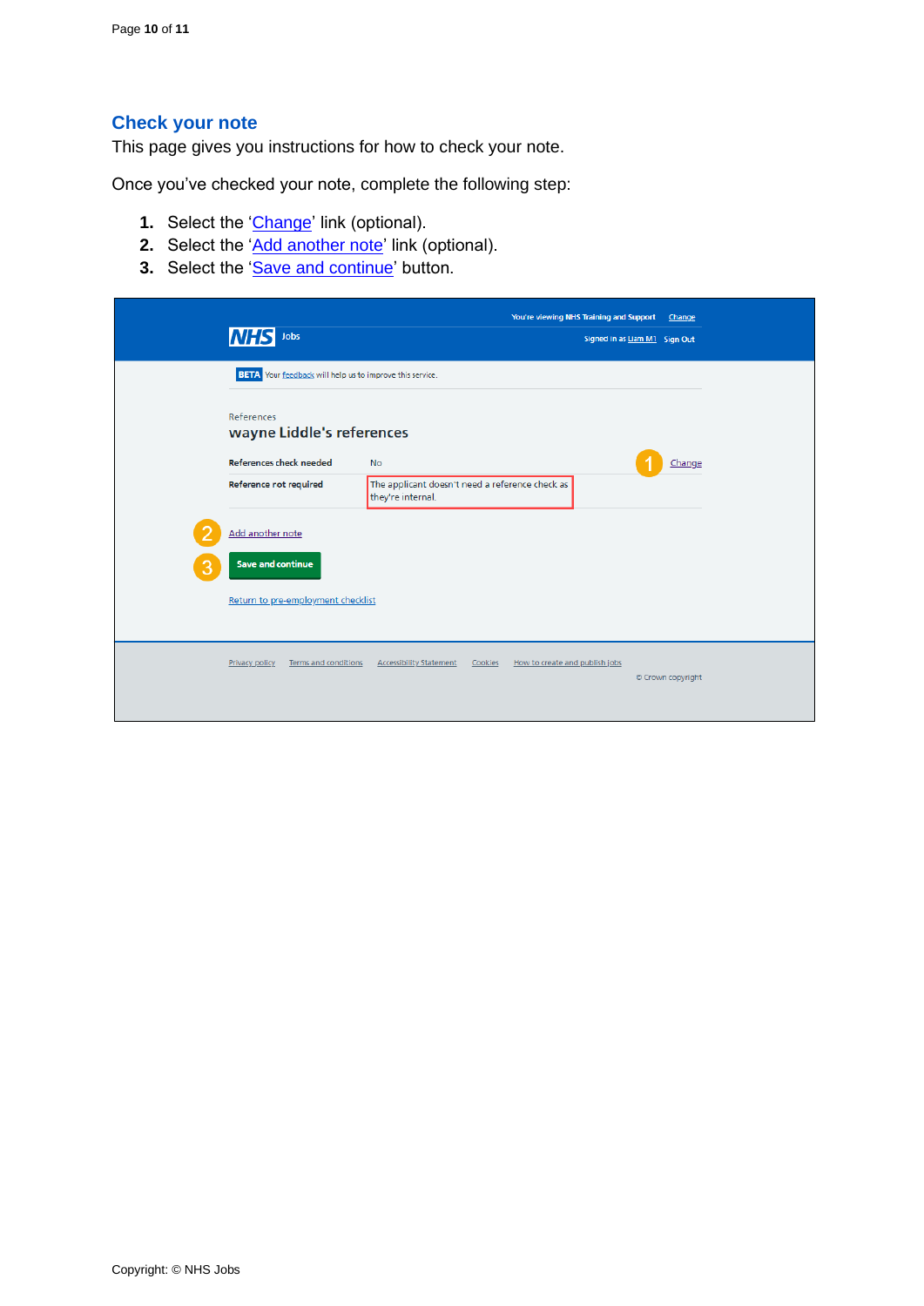## Check your note

This page gives you instructions for how to check your note.

Once you've checked your note, complete the following step:

1. Select the 'Change' link (optional).
2. Select the 'Add another note' link (optional).
3. Select the 'Save and continue' button.

You're viewing NHS Training and Support Change

NHS Jobs

Signed in as Liam M1 Sign Out

BETA Your feedback will help us to improve this service.

References

wayne Liddle's references

| | | |
|---|---|---|
| References check needed | No | Change |
| Reference not required | The applicant doesn't need a reference check as they're internal. | |

Add another note

Save and continue

Return to pre-employment checklist

Privacy policy Terms and conditions Accessibility Statement Cookies How to create and publish jobs

© Crown copyright

Copyright: © NHS Jobs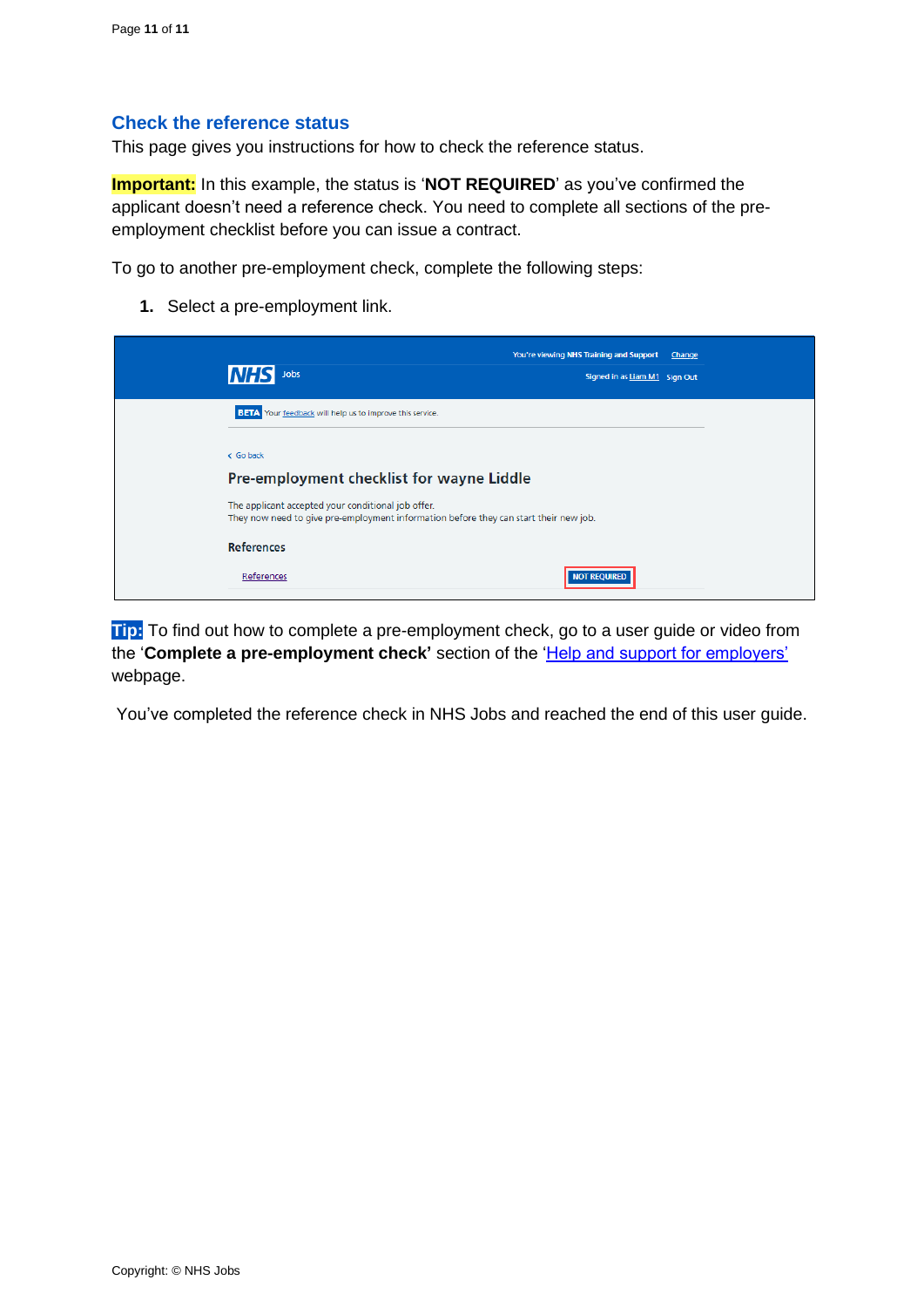## Check the reference status

This page gives you instructions for how to check the reference status.

**Important:** In this example, the status is '**NOT REQUIRED**' as you've confirmed the applicant doesn't need a reference check. You need to complete all sections of the pre-employment checklist before you can issue a contract.

To go to another pre-employment check, complete the following steps:

1. Select a pre-employment link.

**Tip:** To find out how to complete a pre-employment check, go to a user guide or video from the '**Complete a pre-employment check'** section of the '[Help and support for employers'](#) webpage.

You've completed the reference check in NHS Jobs and reached the end of this user guide.